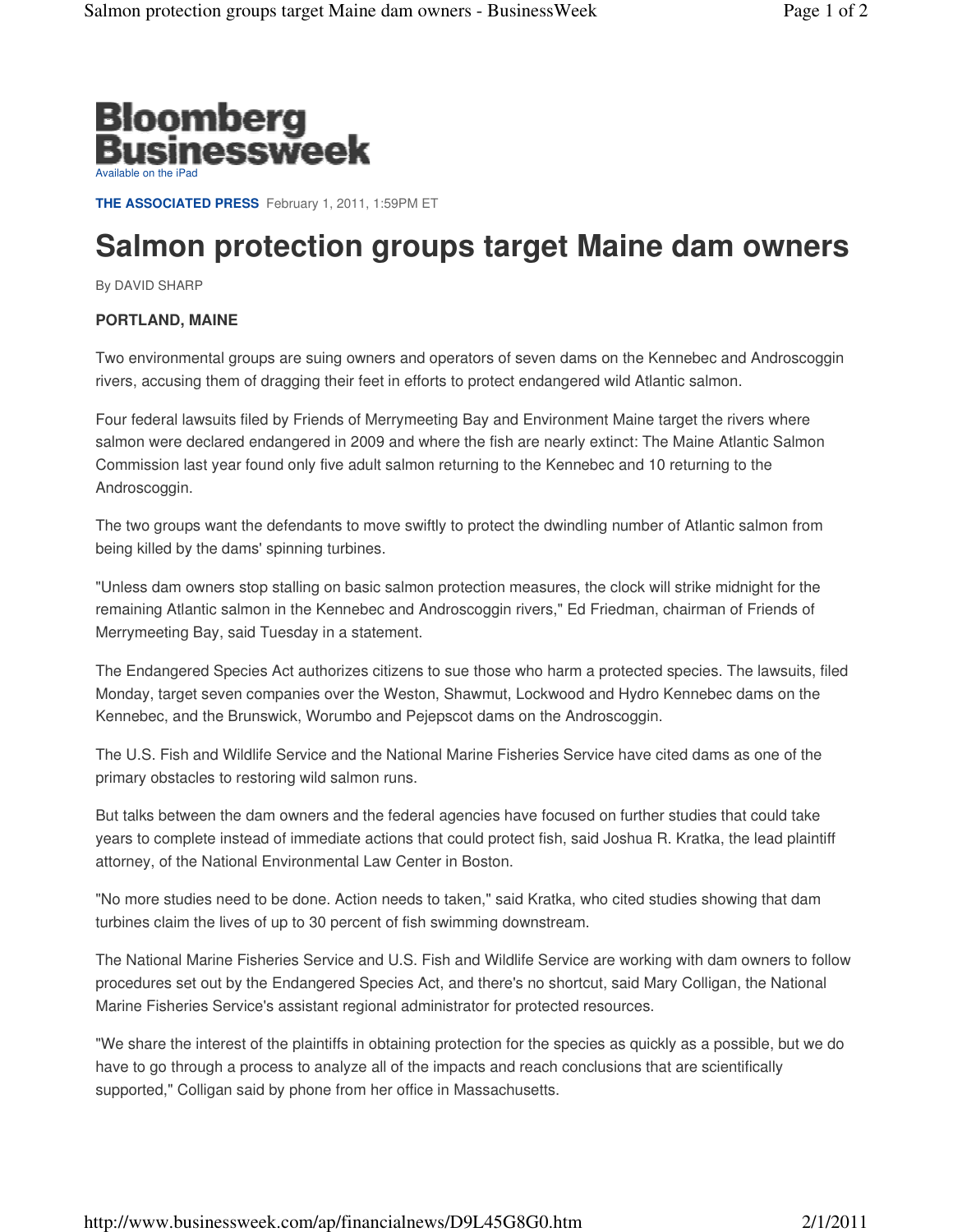Bloomberg Businessweek

Available on the iPad

**THE ASSOCIATED PRESS** February 1, 2011, 1:59PM ET

# Salmon protection groups target Maine dam owners

By DAVID SHARP

**PORTLAND, MAINE**

Two environmental groups are suing owners and operators of seven dams on the Kennebec and Androscoggin rivers, accusing them of dragging their feet in efforts to protect endangered wild Atlantic salmon.

Four federal lawsuits filed by Friends of Merrymeeting Bay and Environment Maine target the rivers where salmon were declared endangered in 2009 and where the fish are nearly extinct: The Maine Atlantic Salmon Commission last year found only five adult salmon returning to the Kennebec and 10 returning to the Androscoggin.

The two groups want the defendants to move swiftly to protect the dwindling number of Atlantic salmon from being killed by the dams' spinning turbines.

"Unless dam owners stop stalling on basic salmon protection measures, the clock will strike midnight for the remaining Atlantic salmon in the Kennebec and Androscoggin rivers," Ed Friedman, chairman of Friends of Merrymeeting Bay, said Tuesday in a statement.

The Endangered Species Act authorizes citizens to sue those who harm a protected species. The lawsuits, filed Monday, target seven companies over the Weston, Shawmut, Lockwood and Hydro Kennebec dams on the Kennebec, and the Brunswick, Worumbo and Pejepscot dams on the Androscoggin.

The U.S. Fish and Wildlife Service and the National Marine Fisheries Service have cited dams as one of the primary obstacles to restoring wild salmon runs.

But talks between the dam owners and the federal agencies have focused on further studies that could take years to complete instead of immediate actions that could protect fish, said Joshua R. Kratka, the lead plaintiff attorney, of the National Environmental Law Center in Boston.

"No more studies need to be done. Action needs to taken," said Kratka, who cited studies showing that dam turbines claim the lives of up to 30 percent of fish swimming downstream.

The National Marine Fisheries Service and U.S. Fish and Wildlife Service are working with dam owners to follow procedures set out by the Endangered Species Act, and there's no shortcut, said Mary Colligan, the National Marine Fisheries Service's assistant regional administrator for protected resources.

"We share the interest of the plaintiffs in obtaining protection for the species as quickly as a possible, but we do have to go through a process to analyze all of the impacts and reach conclusions that are scientifically supported," Colligan said by phone from her office in Massachusetts.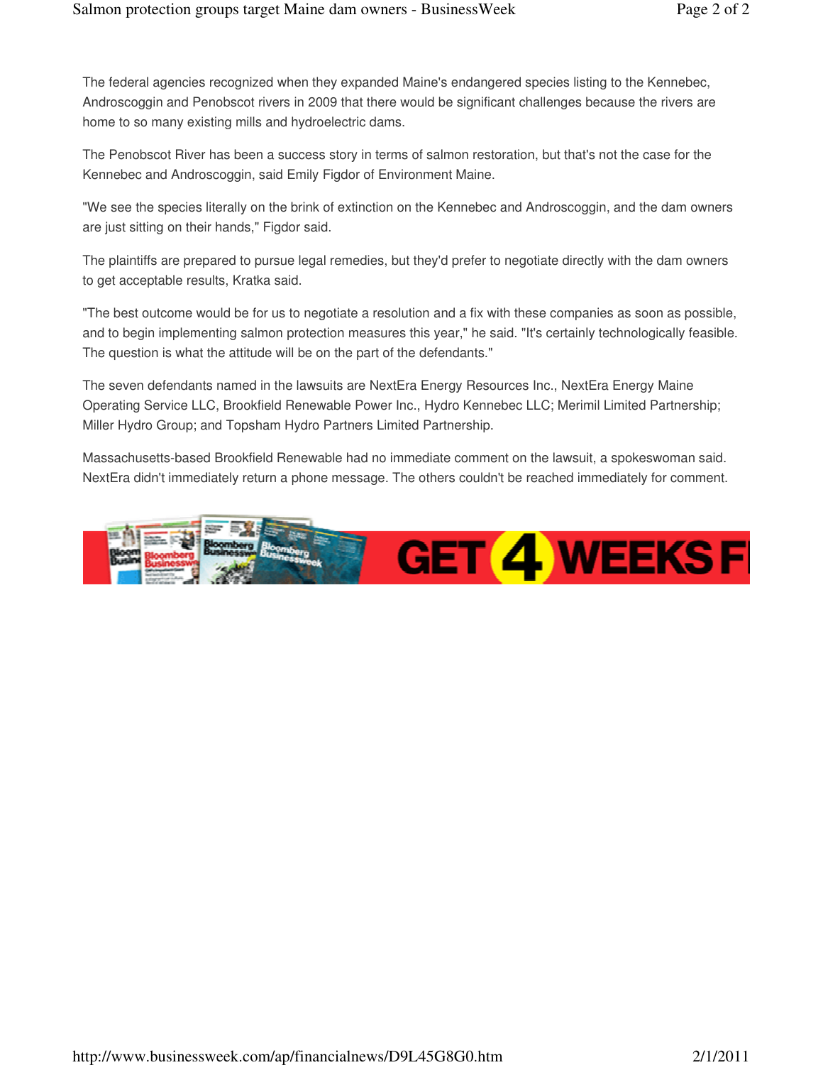The federal agencies recognized when they expanded Maine's endangered species listing to the Kennebec, Androscoggin and Penobscot rivers in 2009 that there would be significant challenges because the rivers are home to so many existing mills and hydroelectric dams.

The Penobscot River has been a success story in terms of salmon restoration, but that's not the case for the Kennebec and Androscoggin, said Emily Figdor of Environment Maine.

"We see the species literally on the brink of extinction on the Kennebec and Androscoggin, and the dam owners are just sitting on their hands," Figdor said.

The plaintiffs are prepared to pursue legal remedies, but they'd prefer to negotiate directly with the dam owners to get acceptable results, Kratka said.

"The best outcome would be for us to negotiate a resolution and a fix with these companies as soon as possible, and to begin implementing salmon protection measures this year," he said. "It's certainly technologically feasible. The question is what the attitude will be on the part of the defendants."

The seven defendants named in the lawsuits are NextEra Energy Resources Inc., NextEra Energy Maine Operating Service LLC, Brookfield Renewable Power Inc., Hydro Kennebec LLC; Merimil Limited Partnership; Miller Hydro Group; and Topsham Hydro Partners Limited Partnership.

Massachusetts-based Brookfield Renewable had no immediate comment on the lawsuit, a spokeswoman said. NextEra didn't immediately return a phone message. The others couldn't be reached immediately for comment.